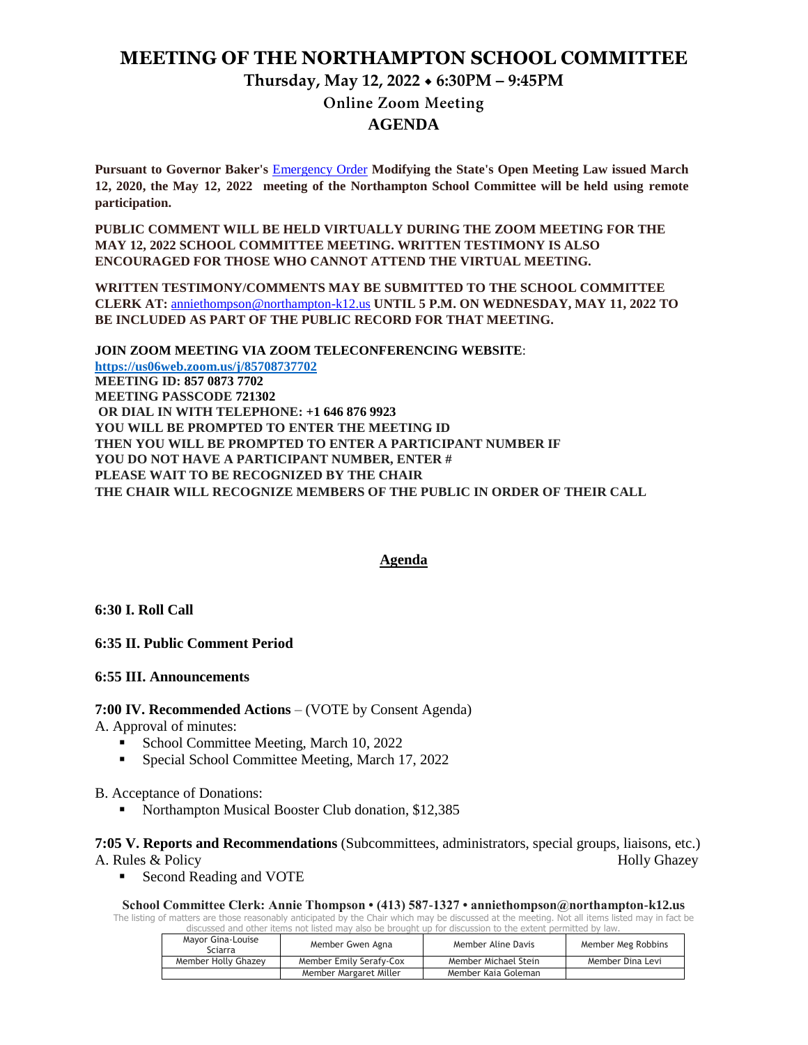# MEETING OF THE NORTHAMPTON SCHOOL COMMITTEE

## Thursday, May 12, 2022 ⬥ 6:30PM – 9:45PM

### Online Zoom Meeting

### AGENDA

**Pursuant to Governor Baker's** Emergency Order **Modifying the State's Open Meeting Law issued March 12, 2020, the May 12, 2022 meeting of the Northampton School Committee will be held using remote participation.**

**PUBLIC COMMENT WILL BE HELD VIRTUALLY DURING THE ZOOM MEETING FOR THE MAY 12, 2022 SCHOOL COMMITTEE MEETING. WRITTEN TESTIMONY IS ALSO ENCOURAGED FOR THOSE WHO CANNOT ATTEND THE VIRTUAL MEETING.**

**WRITTEN TESTIMONY/COMMENTS MAY BE SUBMITTED TO THE SCHOOL COMMITTEE CLERK AT:** anniethompson@northampton-k12.us **UNTIL 5 P.M. ON WEDNESDAY, MAY 11, 2022 TO BE INCLUDED AS PART OF THE PUBLIC RECORD FOR THAT MEETING.**

**JOIN ZOOM MEETING VIA ZOOM TELECONFERENCING WEBSITE**:
**https://us06web.zoom.us/j/85708737702**
**MEETING ID: 857 0873 7702**
**MEETING PASSCODE 721302**
**OR DIAL IN WITH TELEPHONE: +1 646 876 9923**
**YOU WILL BE PROMPTED TO ENTER THE MEETING ID**
**THEN YOU WILL BE PROMPTED TO ENTER A PARTICIPANT NUMBER IF YOU DO NOT HAVE A PARTICIPANT NUMBER, ENTER #**
**PLEASE WAIT TO BE RECOGNIZED BY THE CHAIR**
**THE CHAIR WILL RECOGNIZE MEMBERS OF THE PUBLIC IN ORDER OF THEIR CALL**

## Agenda

**6:30 I. Roll Call**

**6:35 II. Public Comment Period**

**6:55 III. Announcements**

**7:00 IV. Recommended Actions** – (VOTE by Consent Agenda)

A. Approval of minutes:
- School Committee Meeting, March 10, 2022
- Special School Committee Meeting, March 17, 2022

B. Acceptance of Donations:
- Northampton Musical Booster Club donation, $12,385

**7:05 V. Reports and Recommendations** (Subcommittees, administrators, special groups, liaisons, etc.)

A. Rules & Policy — Holly Ghazey
- Second Reading and VOTE

**School Committee Clerk: Annie Thompson • (413) 587-1327 • anniethompson@northampton-k12.us**

The listing of matters are those reasonably anticipated by the Chair which may be discussed at the meeting. Not all items listed may in fact be discussed and other items not listed may also be brought up for discussion to the extent permitted by law.

| Mayor Gina-Louise Sciarra | Member Gwen Agna | Member Aline Davis | Member Meg Robbins |
|---|---|---|---|
| Member Holly Ghazey | Member Emily Serafy-Cox | Member Michael Stein | Member Dina Levi |
| | Member Margaret Miller | Member Kaia Goleman | |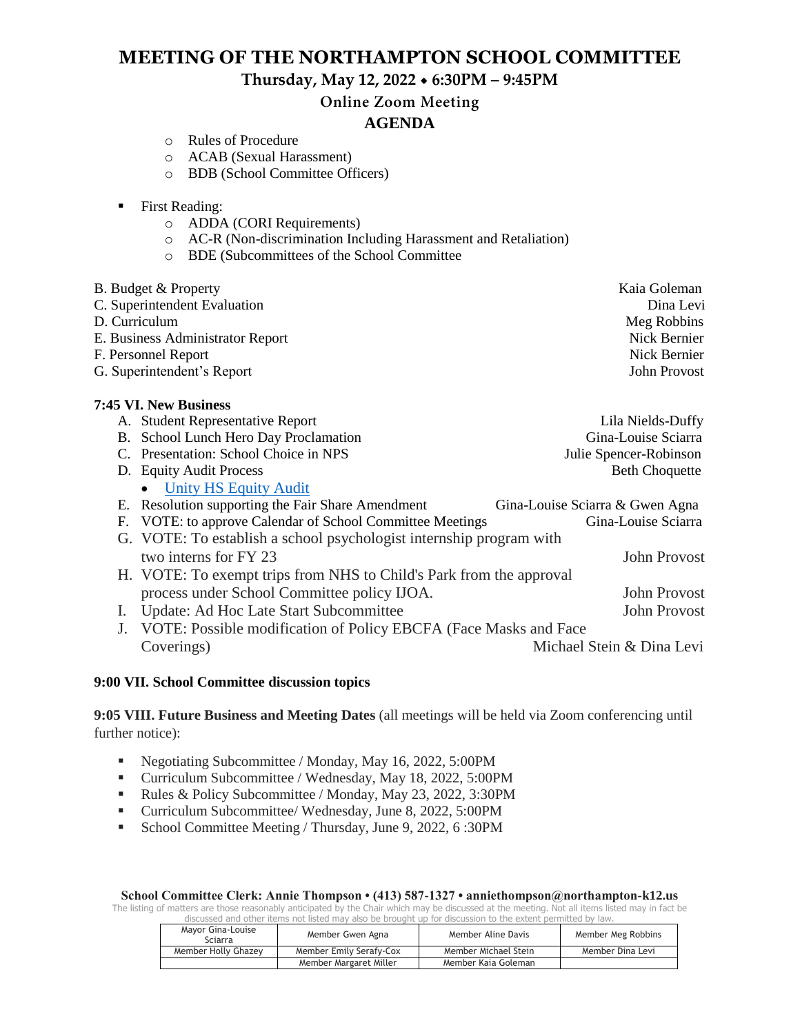# MEETING OF THE NORTHAMPTON SCHOOL COMMITTEE

**Thursday, May 12, 2022 ⬥ 6:30PM – 9:45PM**

**Online Zoom Meeting**

**AGENDA**

- Rules of Procedure
- ACAB (Sexual Harassment)
- BDB (School Committee Officers)

- First Reading:
  - ADDA (CORI Requirements)
  - AC-R (Non-discrimination Including Harassment and Retaliation)
  - BDE (Subcommittees of the School Committee

B. Budget & Property — Kaia Goleman
C. Superintendent Evaluation — Dina Levi
D. Curriculum — Meg Robbins
E. Business Administrator Report — Nick Bernier
F. Personnel Report — Nick Bernier
G. Superintendent's Report — John Provost

**7:45 VI. New Business**

A. Student Representative Report — Lila Nields-Duffy
B. School Lunch Hero Day Proclamation — Gina-Louise Sciarra
C. Presentation: School Choice in NPS — Julie Spencer-Robinson
D. Equity Audit Process — Beth Choquette
  - Unity HS Equity Audit

E. Resolution supporting the Fair Share Amendment — Gina-Louise Sciarra & Gwen Agna
F. VOTE: to approve Calendar of School Committee Meetings — Gina-Louise Sciarra
G. VOTE: To establish a school psychologist internship program with two interns for FY 23 — John Provost
H. VOTE: To exempt trips from NHS to Child's Park from the approval process under School Committee policy IJOA. — John Provost
I. Update: Ad Hoc Late Start Subcommittee — John Provost
J. VOTE: Possible modification of Policy EBCFA (Face Masks and Face Coverings) — Michael Stein & Dina Levi

**9:00 VII. School Committee discussion topics**

**9:05 VIII. Future Business and Meeting Dates** (all meetings will be held via Zoom conferencing until further notice):

- Negotiating Subcommittee / Monday, May 16, 2022, 5:00PM
- Curriculum Subcommittee / Wednesday, May 18, 2022, 5:00PM
- Rules & Policy Subcommittee / Monday, May 23, 2022, 3:30PM
- Curriculum Subcommittee/ Wednesday, June 8, 2022, 5:00PM
- School Committee Meeting / Thursday, June 9, 2022, 6 :30PM

**School Committee Clerk: Annie Thompson • (413) 587-1327 • anniethompson@northampton-k12.us**

The listing of matters are those reasonably anticipated by the Chair which may be discussed at the meeting. Not all items listed may in fact be discussed and other items not listed may also be brought up for discussion to the extent permitted by law.

| | | | |
|---|---|---|---|
| Mayor Gina-Louise Sciarra | Member Gwen Agna | Member Aline Davis | Member Meg Robbins |
| Member Holly Ghazey | Member Emily Serafy-Cox | Member Michael Stein | Member Dina Levi |
| | Member Margaret Miller | Member Kaia Goleman | |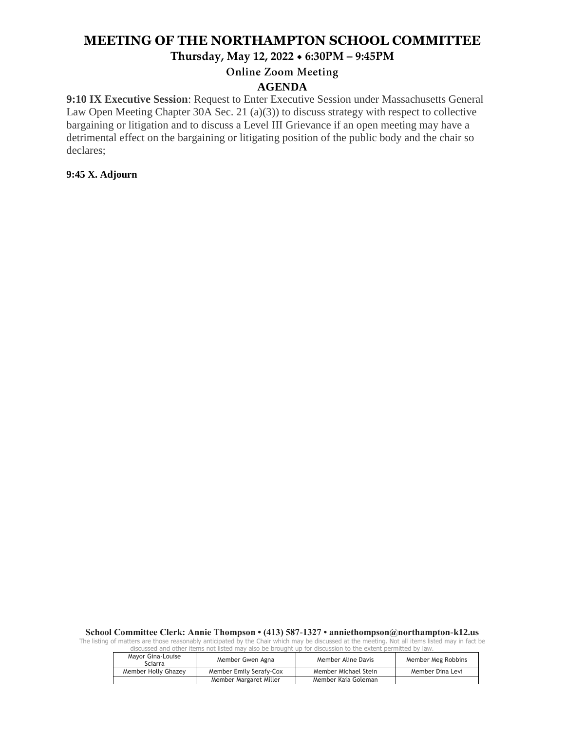# MEETING OF THE NORTHAMPTON SCHOOL COMMITTEE

## Thursday, May 12, 2022 ⬥ 6:30PM – 9:45PM

### Online Zoom Meeting

### AGENDA

**9:10 IX Executive Session**: Request to Enter Executive Session under Massachusetts General Law Open Meeting Chapter 30A Sec. 21 (a)(3)) to discuss strategy with respect to collective bargaining or litigation and to discuss a Level III Grievance if an open meeting may have a detrimental effect on the bargaining or litigating position of the public body and the chair so declares;

**9:45 X. Adjourn**

**School Committee Clerk: Annie Thompson • (413) 587-1327 • anniethompson@northampton-k12.us**

The listing of matters are those reasonably anticipated by the Chair which may be discussed at the meeting. Not all items listed may in fact be discussed and other items not listed may also be brought up for discussion to the extent permitted by law.

| | | | |
|---|---|---|---|
| Mayor Gina-Louise Sciarra | Member Gwen Agna | Member Aline Davis | Member Meg Robbins |
| Member Holly Ghazey | Member Emily Serafy-Cox | Member Michael Stein | Member Dina Levi |
| | Member Margaret Miller | Member Kaia Goleman | |